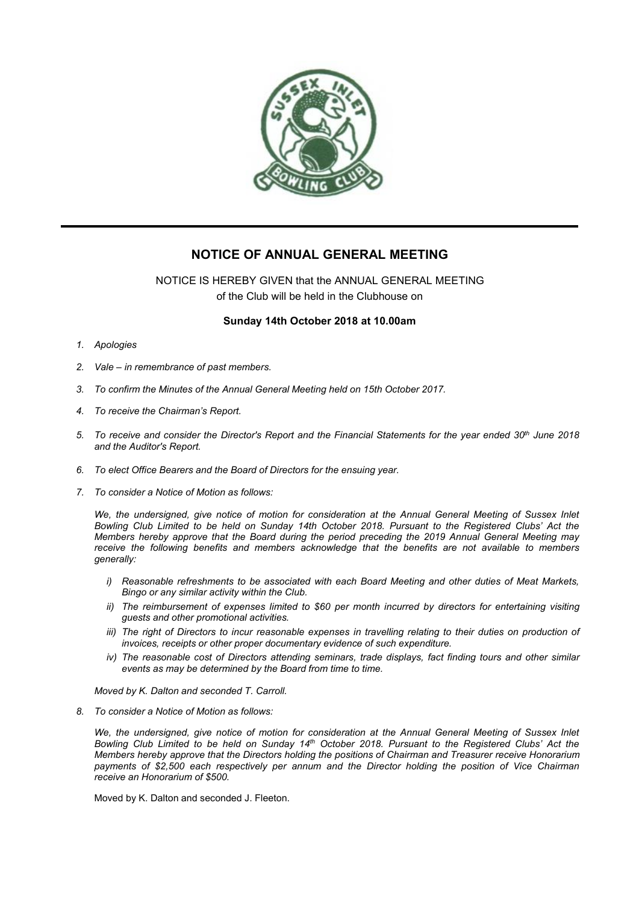# NOTICE OF ANNUAL GENERAL MEETING

NOTICE IS HEREBY GIVEN that the ANNUAL GENERAL MEETING of the Club will be held in the Clubhouse on

**Sunday 14th October 2018 at 10.00am**

1. *Apologies*
2. *Vale – in remembrance of past members.*
3. *To confirm the Minutes of the Annual General Meeting held on 15th October 2017.*
4. *To receive the Chairman's Report.*
5. *To receive and consider the Director's Report and the Financial Statements for the year ended 30th June 2018 and the Auditor's Report.*
6. *To elect Office Bearers and the Board of Directors for the ensuing year.*
7. *To consider a Notice of Motion as follows:*

   *We, the undersigned, give notice of motion for consideration at the Annual General Meeting of Sussex Inlet Bowling Club Limited to be held on Sunday 14th October 2018. Pursuant to the Registered Clubs' Act the Members hereby approve that the Board during the period preceding the 2019 Annual General Meeting may receive the following benefits and members acknowledge that the benefits are not available to members generally:*

   - *i) Reasonable refreshments to be associated with each Board Meeting and other duties of Meat Markets, Bingo or any similar activity within the Club.*
   - *ii) The reimbursement of expenses limited to $60 per month incurred by directors for entertaining visiting guests and other promotional activities.*
   - *iii) The right of Directors to incur reasonable expenses in travelling relating to their duties on production of invoices, receipts or other proper documentary evidence of such expenditure.*
   - *iv) The reasonable cost of Directors attending seminars, trade displays, fact finding tours and other similar events as may be determined by the Board from time to time.*

   *Moved by K. Dalton and seconded T. Carroll.*

8. *To consider a Notice of Motion as follows:*

   *We, the undersigned, give notice of motion for consideration at the Annual General Meeting of Sussex Inlet Bowling Club Limited to be held on Sunday 14th October 2018. Pursuant to the Registered Clubs' Act the Members hereby approve that the Directors holding the positions of Chairman and Treasurer receive Honorarium payments of $2,500 each respectively per annum and the Director holding the position of Vice Chairman receive an Honorarium of $500.*

   Moved by K. Dalton and seconded J. Fleeton.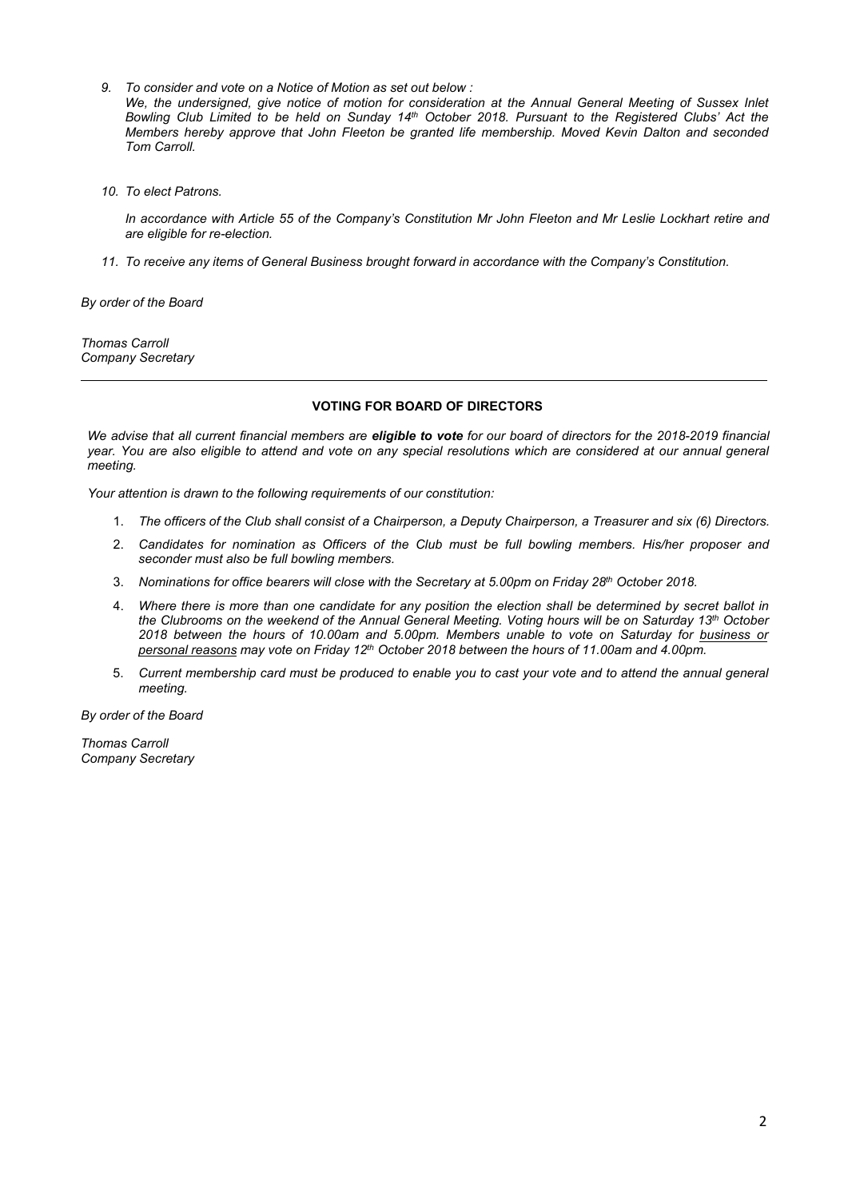9. *To consider and vote on a Notice of Motion as set out below :*
   *We, the undersigned, give notice of motion for consideration at the Annual General Meeting of Sussex Inlet Bowling Club Limited to be held on Sunday 14th October 2018. Pursuant to the Registered Clubs' Act the Members hereby approve that John Fleeton be granted life membership. Moved Kevin Dalton and seconded Tom Carroll.*

10. *To elect Patrons.*

    *In accordance with Article 55 of the Company's Constitution Mr John Fleeton and Mr Leslie Lockhart retire and are eligible for re-election.*

11. *To receive any items of General Business brought forward in accordance with the Company's Constitution.*

*By order of the Board*

*Thomas Carroll*
*Company Secretary*

---

**VOTING FOR BOARD OF DIRECTORS**

*We advise that all current financial members are **eligible to vote** for our board of directors for the 2018-2019 financial year. You are also eligible to attend and vote on any special resolutions which are considered at our annual general meeting.*

*Your attention is drawn to the following requirements of our constitution:*

1. *The officers of the Club shall consist of a Chairperson, a Deputy Chairperson, a Treasurer and six (6) Directors.*
2. *Candidates for nomination as Officers of the Club must be full bowling members. His/her proposer and seconder must also be full bowling members.*
3. *Nominations for office bearers will close with the Secretary at 5.00pm on Friday 28th October 2018.*
4. *Where there is more than one candidate for any position the election shall be determined by secret ballot in the Clubrooms on the weekend of the Annual General Meeting. Voting hours will be on Saturday 13th October 2018 between the hours of 10.00am and 5.00pm. Members unable to vote on Saturday for <u>business or personal reasons</u> may vote on Friday 12th October 2018 between the hours of 11.00am and 4.00pm.*
5. *Current membership card must be produced to enable you to cast your vote and to attend the annual general meeting.*

*By order of the Board*

*Thomas Carroll*
*Company Secretary*